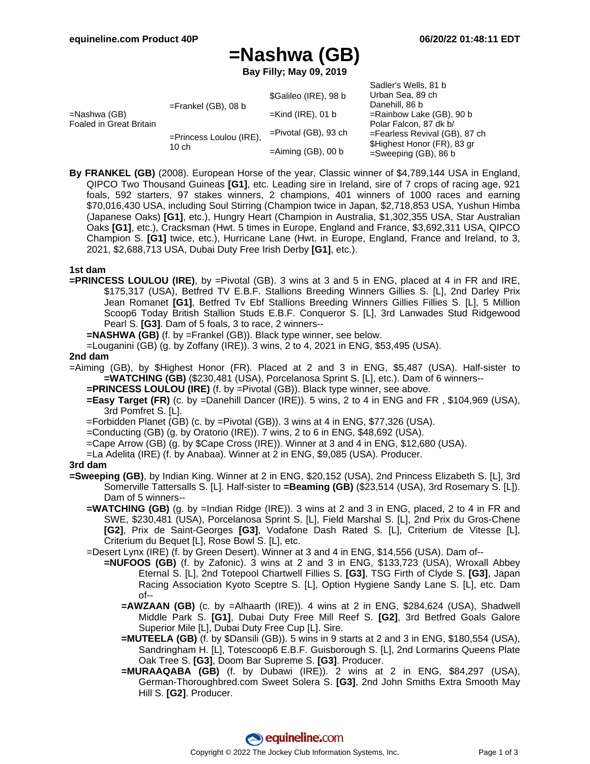# =Nashwa (GB)

**Bay Filly; May 09, 2019**

| | | | |
|---|---|---|---|
| =Nashwa (GB) Foaled in Great Britain | =Frankel (GB), 08 b | $Galileo (IRE), 98 b | Sadler's Wells, 81 b |
| | | | Urban Sea, 89 ch |
| | | =Kind (IRE), 01 b | Danehill, 86 b |
| | | | =Rainbow Lake (GB), 90 b |
| | =Princess Loulou (IRE), 10 ch | =Pivotal (GB), 93 ch | Polar Falcon, 87 dk b/ |
| | | | =Fearless Revival (GB), 87 ch |
| | | =Aiming (GB), 00 b | $Highest Honor (FR), 83 gr |
| | | | =Sweeping (GB), 86 b |

**By FRANKEL (GB)** (2008). European Horse of the year, Classic winner of $4,789,144 USA in England, QIPCO Two Thousand Guineas **[G1]**, etc. Leading sire in Ireland, sire of 7 crops of racing age, 921 foals, 592 starters, 97 stakes winners, 2 champions, 401 winners of 1000 races and earning $70,016,430 USA, including Soul Stirring (Champion twice in Japan, $2,718,853 USA, Yushun Himba (Japanese Oaks) **[G1]**, etc.), Hungry Heart (Champion in Australia, $1,302,355 USA, Star Australian Oaks **[G1]**, etc.), Cracksman (Hwt. 5 times in Europe, England and France, $3,692,311 USA, QIPCO Champion S. **[G1]** twice, etc.), Hurricane Lane (Hwt. in Europe, England, France and Ireland, to 3, 2021, $2,688,713 USA, Dubai Duty Free Irish Derby **[G1]**, etc.).

### 1st dam

**=PRINCESS LOULOU (IRE)**, by =Pivotal (GB). 3 wins at 3 and 5 in ENG, placed at 4 in FR and IRE, $175,317 (USA), Betfred TV E.B.F. Stallions Breeding Winners Gillies S. [L], 2nd Darley Prix Jean Romanet **[G1]**, Betfred Tv Ebf Stallions Breeding Winners Gillies Fillies S. [L], 5 Million Scoop6 Today British Stallion Studs E.B.F. Conqueror S. [L], 3rd Lanwades Stud Ridgewood Pearl S. **[G3]**. Dam of 5 foals, 3 to race, 2 winners--

- **=NASHWA (GB)** (f. by =Frankel (GB)). Black type winner, see below.
- =Louganini (GB) (g. by Zoffany (IRE)). 3 wins, 2 to 4, 2021 in ENG, $53,495 (USA).

### 2nd dam

=Aiming (GB), by $Highest Honor (FR). Placed at 2 and 3 in ENG, $5,487 (USA). Half-sister to **=WATCHING (GB)** ($230,481 (USA), Porcelanosa Sprint S. [L], etc.). Dam of 6 winners--

- **=PRINCESS LOULOU (IRE)** (f. by =Pivotal (GB)). Black type winner, see above.
- **=Easy Target (FR)** (c. by =Danehill Dancer (IRE)). 5 wins, 2 to 4 in ENG and FR , $104,969 (USA), 3rd Pomfret S. [L].
- =Forbidden Planet (GB) (c. by =Pivotal (GB)). 3 wins at 4 in ENG, $77,326 (USA).
- =Conducting (GB) (g. by Oratorio (IRE)). 7 wins, 2 to 6 in ENG, $48,692 (USA).
- =Cape Arrow (GB) (g. by $Cape Cross (IRE)). Winner at 3 and 4 in ENG, $12,680 (USA).
- =La Adelita (IRE) (f. by Anabaa). Winner at 2 in ENG, $9,085 (USA). Producer.

### 3rd dam

**=Sweeping (GB)**, by Indian King. Winner at 2 in ENG, $20,152 (USA), 2nd Princess Elizabeth S. [L], 3rd Somerville Tattersalls S. [L]. Half-sister to **=Beaming (GB)** ($23,514 (USA), 3rd Rosemary S. [L]). Dam of 5 winners--

- **=WATCHING (GB)** (g. by =Indian Ridge (IRE)). 3 wins at 2 and 3 in ENG, placed, 2 to 4 in FR and SWE, $230,481 (USA), Porcelanosa Sprint S. [L], Field Marshal S. [L], 2nd Prix du Gros-Chene **[G2]**, Prix de Saint-Georges **[G3]**, Vodafone Dash Rated S. [L], Criterium de Vitesse [L], Criterium du Bequet [L], Rose Bowl S. [L], etc.
- =Desert Lynx (IRE) (f. by Green Desert). Winner at 3 and 4 in ENG, $14,556 (USA). Dam of--
  - **=NUFOOS (GB)** (f. by Zafonic). 3 wins at 2 and 3 in ENG, $133,723 (USA), Wroxall Abbey Eternal S. [L], 2nd Totepool Chartwell Fillies S. **[G3]**, TSG Firth of Clyde S. **[G3]**, Japan Racing Association Kyoto Sceptre S. [L], Option Hygiene Sandy Lane S. [L], etc. Dam of--
    - **=AWZAAN (GB)** (c. by =Alhaarth (IRE)). 4 wins at 2 in ENG, $284,624 (USA), Shadwell Middle Park S. **[G1]**, Dubai Duty Free Mill Reef S. **[G2]**, 3rd Betfred Goals Galore Superior Mile [L], Dubai Duty Free Cup [L]. Sire.
    - **=MUTEELA (GB)** (f. by $Dansili (GB)). 5 wins in 9 starts at 2 and 3 in ENG, $180,554 (USA), Sandringham H. [L], Totescoop6 E.B.F. Guisborough S. [L], 2nd Lormarins Queens Plate Oak Tree S. **[G3]**, Doom Bar Supreme S. **[G3]**. Producer.
    - **=MURAAQABA (GB)** (f. by Dubawi (IRE)). 2 wins at 2 in ENG, $84,297 (USA), German-Thoroughbred.com Sweet Solera S. **[G3]**, 2nd John Smiths Extra Smooth May Hill S. **[G2]**. Producer.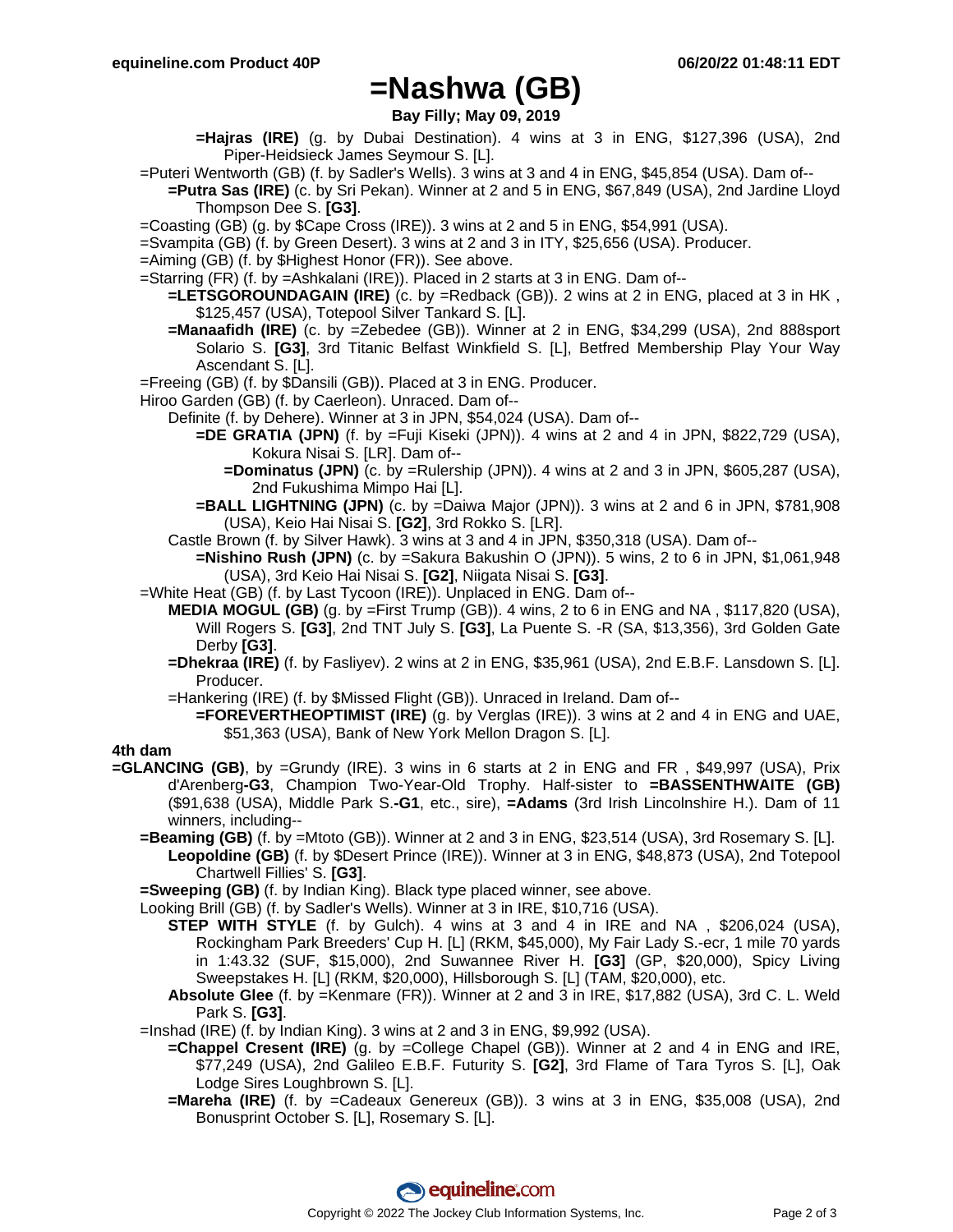# =Nashwa (GB)

**Bay Filly; May 09, 2019**

**=Hajras (IRE)** (g. by Dubai Destination). 4 wins at 3 in ENG, $127,396 (USA), 2nd Piper-Heidsieck James Seymour S. [L].

=Puteri Wentworth (GB) (f. by Sadler's Wells). 3 wins at 3 and 4 in ENG, $45,854 (USA). Dam of--

**=Putra Sas (IRE)** (c. by Sri Pekan). Winner at 2 and 5 in ENG, $67,849 (USA), 2nd Jardine Lloyd Thompson Dee S. **[G3]**.

=Coasting (GB) (g. by $Cape Cross (IRE)). 3 wins at 2 and 5 in ENG, $54,991 (USA).

=Svampita (GB) (f. by Green Desert). 3 wins at 2 and 3 in ITY, $25,656 (USA). Producer.

=Aiming (GB) (f. by $Highest Honor (FR)). See above.

=Starring (FR) (f. by =Ashkalani (IRE)). Placed in 2 starts at 3 in ENG. Dam of--

**=LETSGOROUNDAGAIN (IRE)** (c. by =Redback (GB)). 2 wins at 2 in ENG, placed at 3 in HK , $125,457 (USA), Totepool Silver Tankard S. [L].

**=Manaafidh (IRE)** (c. by =Zebedee (GB)). Winner at 2 in ENG, $34,299 (USA), 2nd 888sport Solario S. **[G3]**, 3rd Titanic Belfast Winkfield S. [L], Betfred Membership Play Your Way Ascendant S. [L].

=Freeing (GB) (f. by $Dansili (GB)). Placed at 3 in ENG. Producer.

Hiroo Garden (GB) (f. by Caerleon). Unraced. Dam of--

Definite (f. by Dehere). Winner at 3 in JPN, $54,024 (USA). Dam of--

**=DE GRATIA (JPN)** (f. by =Fuji Kiseki (JPN)). 4 wins at 2 and 4 in JPN, $822,729 (USA), Kokura Nisai S. [LR]. Dam of--

**=Dominatus (JPN)** (c. by =Rulership (JPN)). 4 wins at 2 and 3 in JPN, $605,287 (USA), 2nd Fukushima Mimpo Hai [L].

**=BALL LIGHTNING (JPN)** (c. by =Daiwa Major (JPN)). 3 wins at 2 and 6 in JPN, $781,908 (USA), Keio Hai Nisai S. **[G2]**, 3rd Rokko S. [LR].

Castle Brown (f. by Silver Hawk). 3 wins at 3 and 4 in JPN, $350,318 (USA). Dam of--

**=Nishino Rush (JPN)** (c. by =Sakura Bakushin O (JPN)). 5 wins, 2 to 6 in JPN, $1,061,948 (USA), 3rd Keio Hai Nisai S. **[G2]**, Niigata Nisai S. **[G3]**.

=White Heat (GB) (f. by Last Tycoon (IRE)). Unplaced in ENG. Dam of--

**MEDIA MOGUL (GB)** (g. by =First Trump (GB)). 4 wins, 2 to 6 in ENG and NA , $117,820 (USA), Will Rogers S. **[G3]**, 2nd TNT July S. **[G3]**, La Puente S. -R (SA, $13,356), 3rd Golden Gate Derby **[G3]**.

**=Dhekraa (IRE)** (f. by Fasliyev). 2 wins at 2 in ENG, $35,961 (USA), 2nd E.B.F. Lansdown S. [L]. Producer.

=Hankering (IRE) (f. by $Missed Flight (GB)). Unraced in Ireland. Dam of--

**=FOREVERTHEOPTIMIST (IRE)** (g. by Verglas (IRE)). 3 wins at 2 and 4 in ENG and UAE, $51,363 (USA), Bank of New York Mellon Dragon S. [L].

**4th dam**

**=GLANCING (GB)**, by =Grundy (IRE). 3 wins in 6 starts at 2 in ENG and FR , $49,997 (USA), Prix d'Arenberg**-G3**, Champion Two-Year-Old Trophy. Half-sister to **=BASSENTHWAITE (GB)** ($91,638 (USA), Middle Park S.**-G1**, etc., sire), **=Adams** (3rd Irish Lincolnshire H.). Dam of 11 winners, including--

**=Beaming (GB)** (f. by =Mtoto (GB)). Winner at 2 and 3 in ENG, $23,514 (USA), 3rd Rosemary S. [L].

**Leopoldine (GB)** (f. by $Desert Prince (IRE)). Winner at 3 in ENG, $48,873 (USA), 2nd Totepool Chartwell Fillies' S. **[G3]**.

**=Sweeping (GB)** (f. by Indian King). Black type placed winner, see above.

Looking Brill (GB) (f. by Sadler's Wells). Winner at 3 in IRE, $10,716 (USA).

**STEP WITH STYLE** (f. by Gulch). 4 wins at 3 and 4 in IRE and NA , $206,024 (USA), Rockingham Park Breeders' Cup H. [L] (RKM, $45,000), My Fair Lady S.-ecr, 1 mile 70 yards in 1:43.32 (SUF, $15,000), 2nd Suwannee River H. **[G3]** (GP, $20,000), Spicy Living Sweepstakes H. [L] (RKM, $20,000), Hillsborough S. [L] (TAM, $20,000), etc.

**Absolute Glee** (f. by =Kenmare (FR)). Winner at 2 and 3 in IRE, $17,882 (USA), 3rd C. L. Weld Park S. **[G3]**.

=Inshad (IRE) (f. by Indian King). 3 wins at 2 and 3 in ENG, $9,992 (USA).

**=Chappel Cresent (IRE)** (g. by =College Chapel (GB)). Winner at 2 and 4 in ENG and IRE, $77,249 (USA), 2nd Galileo E.B.F. Futurity S. **[G2]**, 3rd Flame of Tara Tyros S. [L], Oak Lodge Sires Loughbrown S. [L].

**=Mareha (IRE)** (f. by =Cadeaux Genereux (GB)). 3 wins at 3 in ENG, $35,008 (USA), 2nd Bonusprint October S. [L], Rosemary S. [L].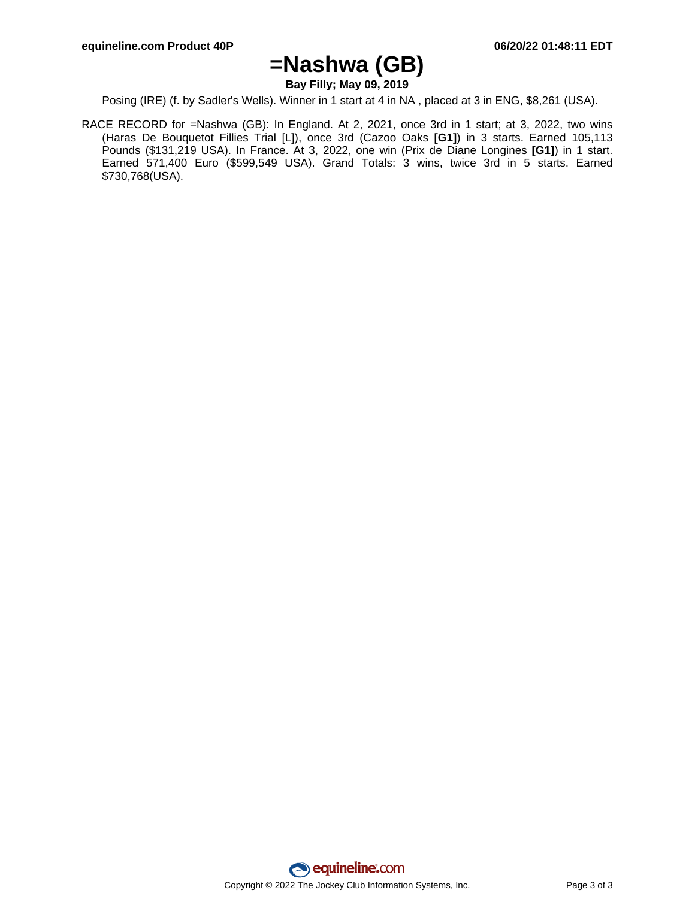# =Nashwa (GB)

**Bay Filly; May 09, 2019**

Posing (IRE) (f. by Sadler's Wells). Winner in 1 start at 4 in NA , placed at 3 in ENG, $8,261 (USA).

RACE RECORD for =Nashwa (GB): In England. At 2, 2021, once 3rd in 1 start; at 3, 2022, two wins (Haras De Bouquetot Fillies Trial [L]), once 3rd (Cazoo Oaks **[G1]**) in 3 starts. Earned 105,113 Pounds ($131,219 USA). In France. At 3, 2022, one win (Prix de Diane Longines **[G1]**) in 1 start. Earned 571,400 Euro ($599,549 USA). Grand Totals: 3 wins, twice 3rd in 5 starts. Earned $730,768(USA).